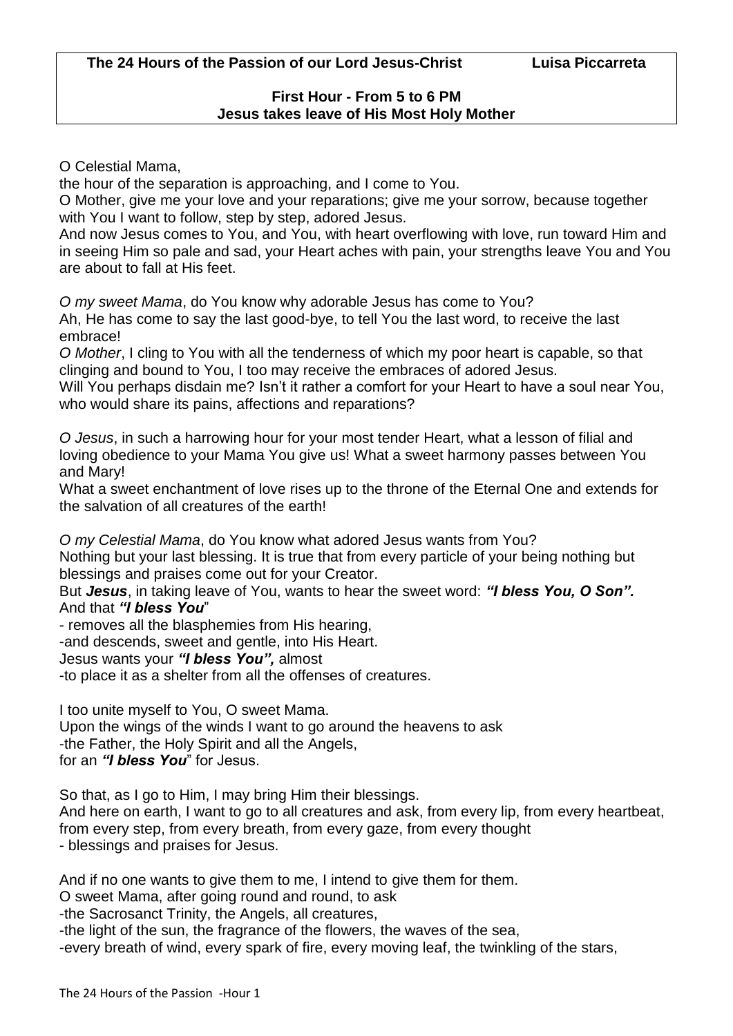**The 24 Hours of the Passion of our Lord Jesus-Christ** **Luisa Piccarreta**

## First Hour - From 5 to 6 PM
## Jesus takes leave of His Most Holy Mother

O Celestial Mama,
the hour of the separation is approaching, and I come to You.
O Mother, give me your love and your reparations; give me your sorrow, because together with You I want to follow, step by step, adored Jesus.
And now Jesus comes to You, and You, with heart overflowing with love, run toward Him and in seeing Him so pale and sad, your Heart aches with pain, your strengths leave You and You are about to fall at His feet.

*O my sweet Mama*, do You know why adorable Jesus has come to You?
Ah, He has come to say the last good-bye, to tell You the last word, to receive the last embrace!
*O Mother*, I cling to You with all the tenderness of which my poor heart is capable, so that clinging and bound to You, I too may receive the embraces of adored Jesus.
Will You perhaps disdain me? Isn't it rather a comfort for your Heart to have a soul near You, who would share its pains, affections and reparations?

*O Jesus*, in such a harrowing hour for your most tender Heart, what a lesson of filial and loving obedience to your Mama You give us! What a sweet harmony passes between You and Mary!
What a sweet enchantment of love rises up to the throne of the Eternal One and extends for the salvation of all creatures of the earth!

*O my Celestial Mama*, do You know what adored Jesus wants from You?
Nothing but your last blessing. It is true that from every particle of your being nothing but blessings and praises come out for your Creator.
But ***Jesus***, in taking leave of You, wants to hear the sweet word: ***"I bless You, O Son".***
And that ***"I bless You***"
- removes all the blasphemies from His hearing,
-and descends, sweet and gentle, into His Heart.
Jesus wants your ***"I bless You",*** almost
-to place it as a shelter from all the offenses of creatures.

I too unite myself to You, O sweet Mama.
Upon the wings of the winds I want to go around the heavens to ask
-the Father, the Holy Spirit and all the Angels,
for an ***"I bless You***" for Jesus.

So that, as I go to Him, I may bring Him their blessings.
And here on earth, I want to go to all creatures and ask, from every lip, from every heartbeat, from every step, from every breath, from every gaze, from every thought
- blessings and praises for Jesus.

And if no one wants to give them to me, I intend to give them for them.
O sweet Mama, after going round and round, to ask
-the Sacrosanct Trinity, the Angels, all creatures,
-the light of the sun, the fragrance of the flowers, the waves of the sea,
-every breath of wind, every spark of fire, every moving leaf, the twinkling of the stars,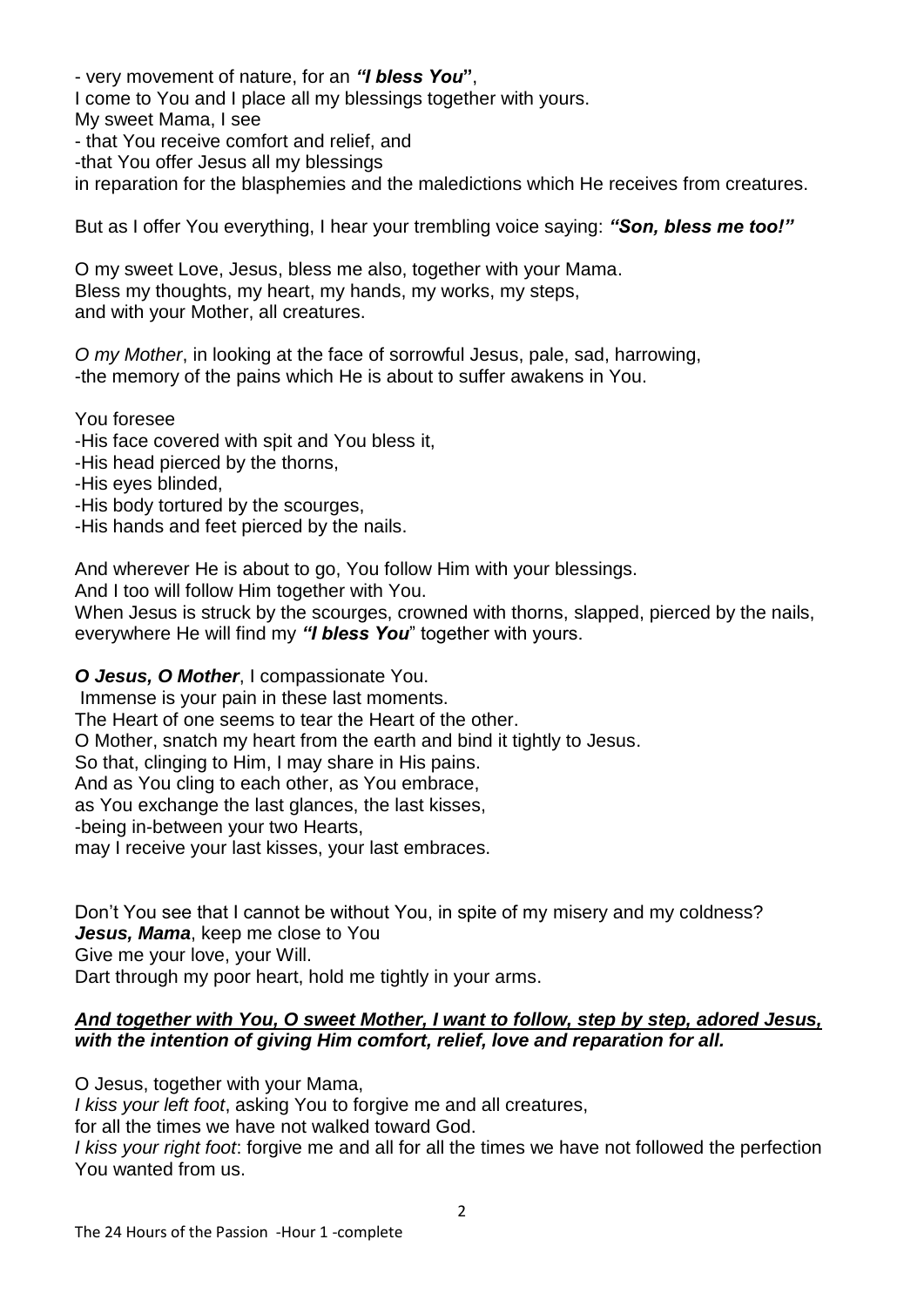- very movement of nature, for an ***"I bless You"***,
I come to You and I place all my blessings together with yours.
My sweet Mama, I see
- that You receive comfort and relief, and
-that You offer Jesus all my blessings
in reparation for the blasphemies and the maledictions which He receives from creatures.

But as I offer You everything, I hear your trembling voice saying: ***"Son, bless me too!"***

O my sweet Love, Jesus, bless me also, together with your Mama.
Bless my thoughts, my heart, my hands, my works, my steps,
and with your Mother, all creatures.

*O my Mother*, in looking at the face of sorrowful Jesus, pale, sad, harrowing,
-the memory of the pains which He is about to suffer awakens in You.

You foresee
-His face covered with spit and You bless it,
-His head pierced by the thorns,
-His eyes blinded,
-His body tortured by the scourges,
-His hands and feet pierced by the nails.

And wherever He is about to go, You follow Him with your blessings.
And I too will follow Him together with You.
When Jesus is struck by the scourges, crowned with thorns, slapped, pierced by the nails, everywhere He will find my ***"I bless You"*** together with yours.

***O Jesus, O Mother***, I compassionate You.
Immense is your pain in these last moments.
The Heart of one seems to tear the Heart of the other.
O Mother, snatch my heart from the earth and bind it tightly to Jesus.
So that, clinging to Him, I may share in His pains.
And as You cling to each other, as You embrace,
as You exchange the last glances, the last kisses,
-being in-between your two Hearts,
may I receive your last kisses, your last embraces.

Don't You see that I cannot be without You, in spite of my misery and my coldness?
***Jesus, Mama***, keep me close to You
Give me your love, your Will.
Dart through my poor heart, hold me tightly in your arms.

***<u>And together with You, O sweet Mother, I want to follow, step by step, adored Jesus,</u> with the intention of giving Him comfort, relief, love and reparation for all.***

O Jesus, together with your Mama,
*I kiss your left foot*, asking You to forgive me and all creatures,
for all the times we have not walked toward God.
*I kiss your right foot*: forgive me and all for all the times we have not followed the perfection You wanted from us.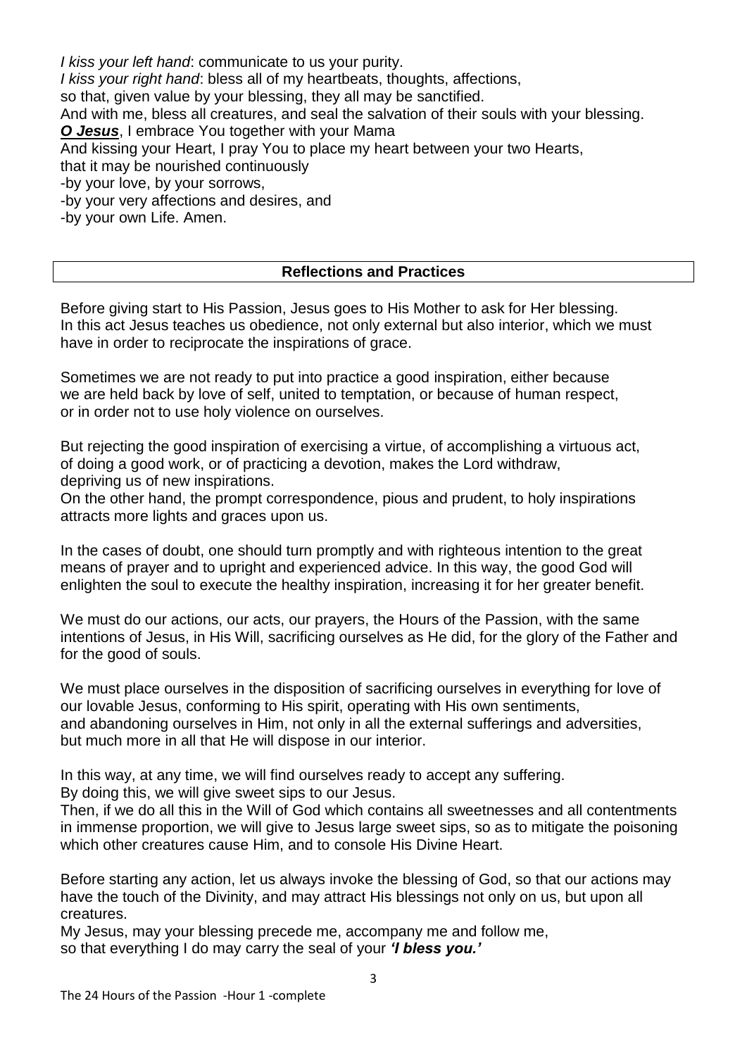*I kiss your left hand*: communicate to us your purity.
*I kiss your right hand*: bless all of my heartbeats, thoughts, affections,
so that, given value by your blessing, they all may be sanctified.
And with me, bless all creatures, and seal the salvation of their souls with your blessing.
***O Jesus***, I embrace You together with your Mama
And kissing your Heart, I pray You to place my heart between your two Hearts,
that it may be nourished continuously
-by your love, by your sorrows,
-by your very affections and desires, and
-by your own Life. Amen.

## Reflections and Practices

Before giving start to His Passion, Jesus goes to His Mother to ask for Her blessing.
In this act Jesus teaches us obedience, not only external but also interior, which we must have in order to reciprocate the inspirations of grace.

Sometimes we are not ready to put into practice a good inspiration, either because we are held back by love of self, united to temptation, or because of human respect, or in order not to use holy violence on ourselves.

But rejecting the good inspiration of exercising a virtue, of accomplishing a virtuous act, of doing a good work, or of practicing a devotion, makes the Lord withdraw, depriving us of new inspirations.
On the other hand, the prompt correspondence, pious and prudent, to holy inspirations attracts more lights and graces upon us.

In the cases of doubt, one should turn promptly and with righteous intention to the great means of prayer and to upright and experienced advice. In this way, the good God will enlighten the soul to execute the healthy inspiration, increasing it for her greater benefit.

We must do our actions, our acts, our prayers, the Hours of the Passion, with the same intentions of Jesus, in His Will, sacrificing ourselves as He did, for the glory of the Father and for the good of souls.

We must place ourselves in the disposition of sacrificing ourselves in everything for love of our lovable Jesus, conforming to His spirit, operating with His own sentiments, and abandoning ourselves in Him, not only in all the external sufferings and adversities, but much more in all that He will dispose in our interior.

In this way, at any time, we will find ourselves ready to accept any suffering.
By doing this, we will give sweet sips to our Jesus.
Then, if we do all this in the Will of God which contains all sweetnesses and all contentments in immense proportion, we will give to Jesus large sweet sips, so as to mitigate the poisoning which other creatures cause Him, and to console His Divine Heart.

Before starting any action, let us always invoke the blessing of God, so that our actions may have the touch of the Divinity, and may attract His blessings not only on us, but upon all creatures.
My Jesus, may your blessing precede me, accompany me and follow me,
so that everything I do may carry the seal of your ***'I bless you.'***